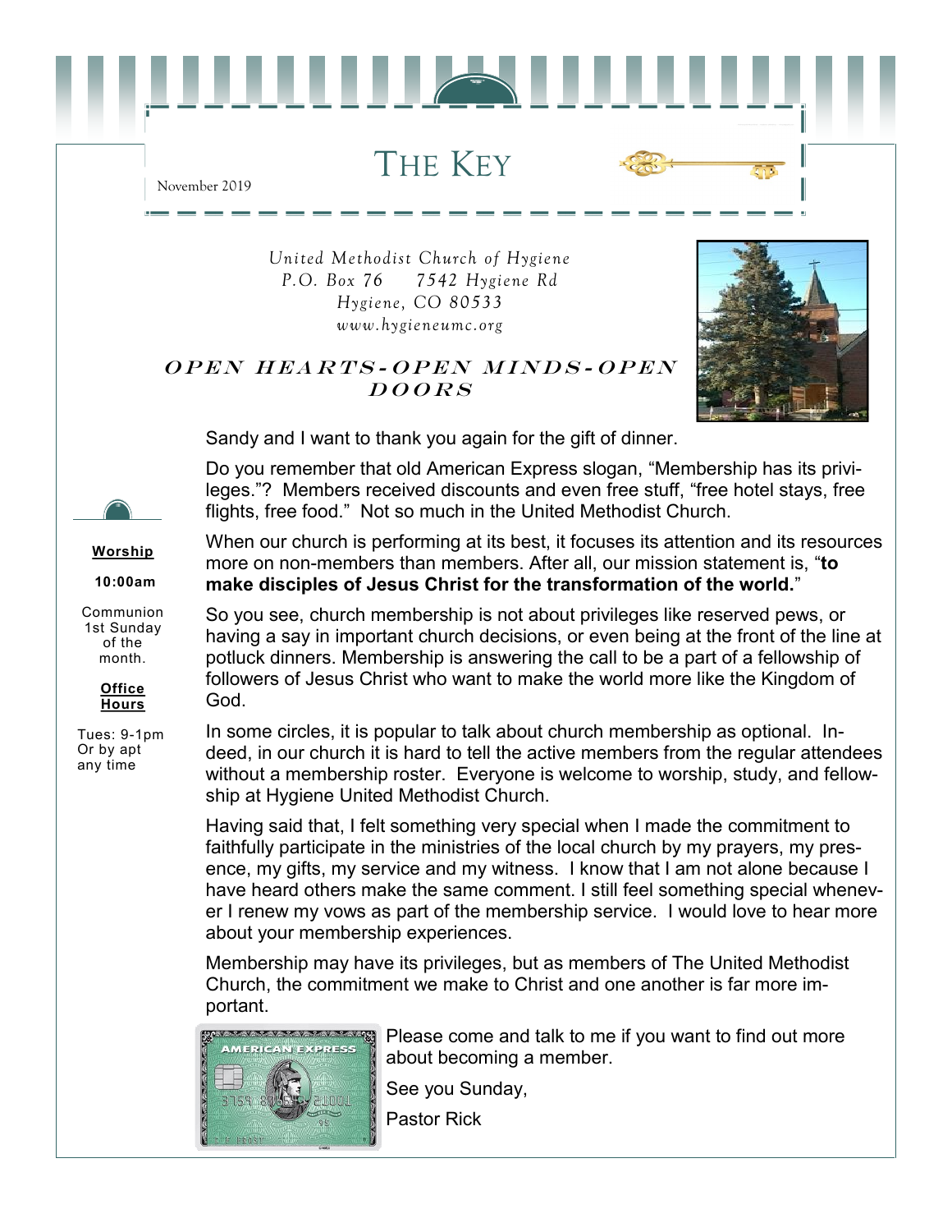# THE KEY

November 2019

*United Methodist Church of Hygiene*
*P.O. Box 76    7542 Hygiene Rd*
*Hygiene, CO 80533*
*www.hygieneumc.org*

## *OPEN HEARTS-OPEN MINDS-OPEN DOORS*

**Worship**

**10:00am**

Communion 1st Sunday of the month.

**Office Hours**

Tues: 9-1pm
Or by apt any time

Sandy and I want to thank you again for the gift of dinner.

Do you remember that old American Express slogan, "Membership has its privileges."? Members received discounts and even free stuff, "free hotel stays, free flights, free food." Not so much in the United Methodist Church.

When our church is performing at its best, it focuses its attention and its resources more on non-members than members. After all, our mission statement is, "**to make disciples of Jesus Christ for the transformation of the world.**"

So you see, church membership is not about privileges like reserved pews, or having a say in important church decisions, or even being at the front of the line at potluck dinners. Membership is answering the call to be a part of a fellowship of followers of Jesus Christ who want to make the world more like the Kingdom of God.

In some circles, it is popular to talk about church membership as optional. Indeed, in our church it is hard to tell the active members from the regular attendees without a membership roster. Everyone is welcome to worship, study, and fellowship at Hygiene United Methodist Church.

Having said that, I felt something very special when I made the commitment to faithfully participate in the ministries of the local church by my prayers, my presence, my gifts, my service and my witness. I know that I am not alone because I have heard others make the same comment. I still feel something special whenever I renew my vows as part of the membership service. I would love to hear more about your membership experiences.

Membership may have its privileges, but as members of The United Methodist Church, the commitment we make to Christ and one another is far more important.

Please come and talk to me if you want to find out more about becoming a member.

See you Sunday,

Pastor Rick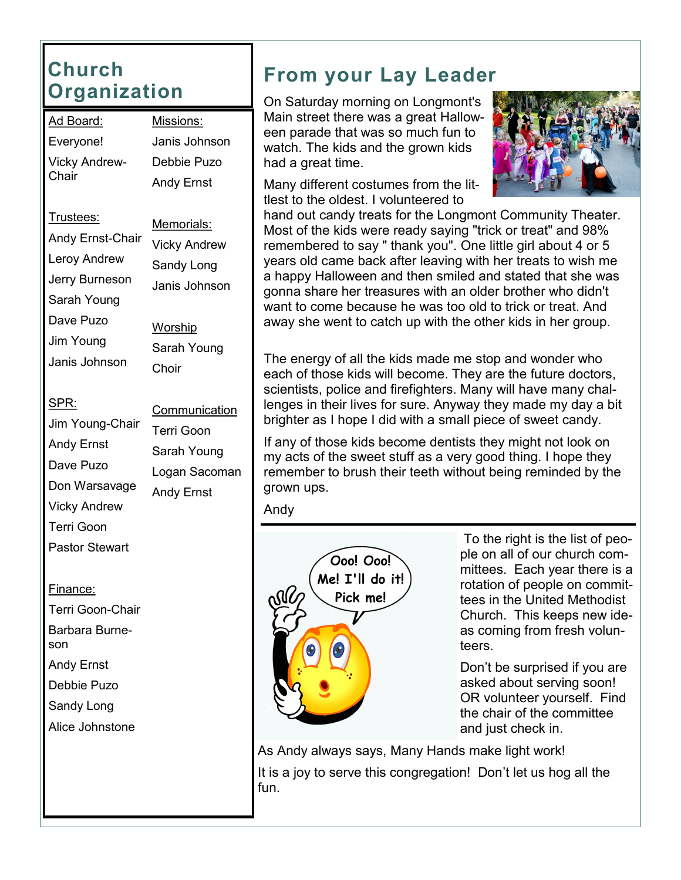## Church Organization

**Ad Board:**
Everyone!
Vicky Andrew-Chair

**Trustees:**
Andy Ernst-Chair
Leroy Andrew
Jerry Burneson
Sarah Young
Dave Puzo
Jim Young
Janis Johnson

**SPR:**
Jim Young-Chair
Andy Ernst
Dave Puzo
Don Warsavage
Vicky Andrew
Terri Goon
Pastor Stewart

**Finance:**
Terri Goon-Chair
Barbara Burneson
Andy Ernst
Debbie Puzo
Sandy Long
Alice Johnstone

**Missions:**
Janis Johnson
Debbie Puzo
Andy Ernst

**Memorials:**
Vicky Andrew
Sandy Long
Janis Johnson

**Worship**
Sarah Young
Choir

**Communication**
Terri Goon
Sarah Young
Logan Sacoman
Andy Ernst

## From your Lay Leader

On Saturday morning on Longmont's Main street there was a great Halloween parade that was so much fun to watch. The kids and the grown kids had a great time.

Many different costumes from the littlest to the oldest. I volunteered to hand out candy treats for the Longmont Community Theater. Most of the kids were ready saying "trick or treat" and 98% remembered to say " thank you". One little girl about 4 or 5 years old came back after leaving with her treats to wish me a happy Halloween and then smiled and stated that she was gonna share her treasures with an older brother who didn't want to come because he was too old to trick or treat. And away she went to catch up with the other kids in her group.

The energy of all the kids made me stop and wonder who each of those kids will become. They are the future doctors, scientists, police and firefighters. Many will have many challenges in their lives for sure. Anyway they made my day a bit brighter as I hope I did with a small piece of sweet candy.

If any of those kids become dentists they might not look on my acts of the sweet stuff as a very good thing. I hope they remember to brush their teeth without being reminded by the grown ups.

Andy

---

To the right is the list of people on all of our church committees. Each year there is a rotation of people on committees in the United Methodist Church. This keeps new ideas coming from fresh volunteers.

Don't be surprised if you are asked about serving soon! OR volunteer yourself. Find the chair of the committee and just check in.

As Andy always says, Many Hands make light work!

It is a joy to serve this congregation! Don't let us hog all the fun.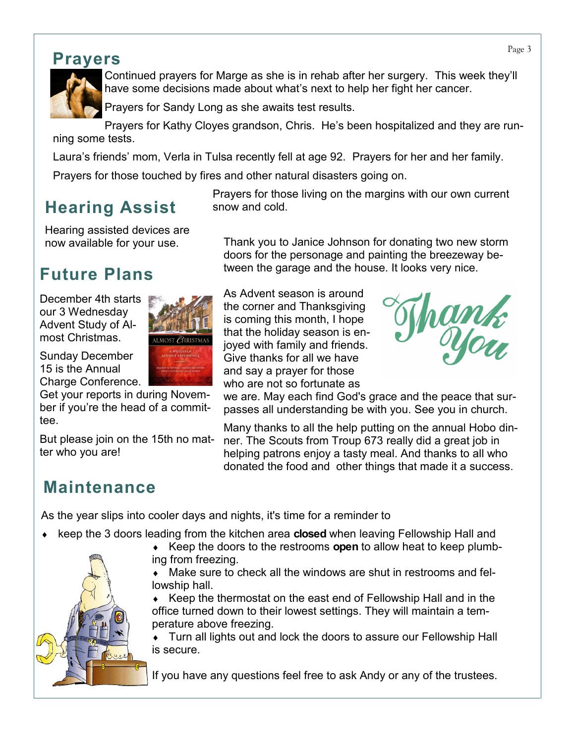## Prayers

Continued prayers for Marge as she is in rehab after her surgery. This week they'll have some decisions made about what's next to help her fight her cancer.

Prayers for Sandy Long as she awaits test results.

Prayers for Kathy Cloyes grandson, Chris. He's been hospitalized and they are running some tests.

Laura's friends' mom, Verla in Tulsa recently fell at age 92. Prayers for her and her family.

Prayers for those touched by fires and other natural disasters going on.

Prayers for those living on the margins with our own current snow and cold.

## Hearing Assist

Hearing assisted devices are now available for your use.

## Future Plans

December 4th starts our 3 Wednesday Advent Study of Almost Christmas.

Sunday December 15 is the Annual Charge Conference. Get your reports in during November if you're the head of a committee.

But please join on the 15th no matter who you are!

Thank you to Janice Johnson for donating two new storm doors for the personage and painting the breezeway between the garage and the house. It looks very nice.

As Advent season is around the corner and Thanksgiving is coming this month, I hope that the holiday season is enjoyed with family and friends. Give thanks for all we have and say a prayer for those who are not so fortunate as we are. May each find God's grace and the peace that surpasses all understanding be with you. See you in church.

Many thanks to all the help putting on the annual Hobo dinner. The Scouts from Troup 673 really did a great job in helping patrons enjoy a tasty meal. And thanks to all who donated the food and other things that made it a success.

## Maintenance

As the year slips into cooler days and nights, it's time for a reminder to

- keep the 3 doors leading from the kitchen area **closed** when leaving Fellowship Hall and
- Keep the doors to the restrooms **open** to allow heat to keep plumbing from freezing.
- Make sure to check all the windows are shut in restrooms and fellowship hall.
- Keep the thermostat on the east end of Fellowship Hall and in the office turned down to their lowest settings. They will maintain a temperature above freezing.
- Turn all lights out and lock the doors to assure our Fellowship Hall is secure.

If you have any questions feel free to ask Andy or any of the trustees.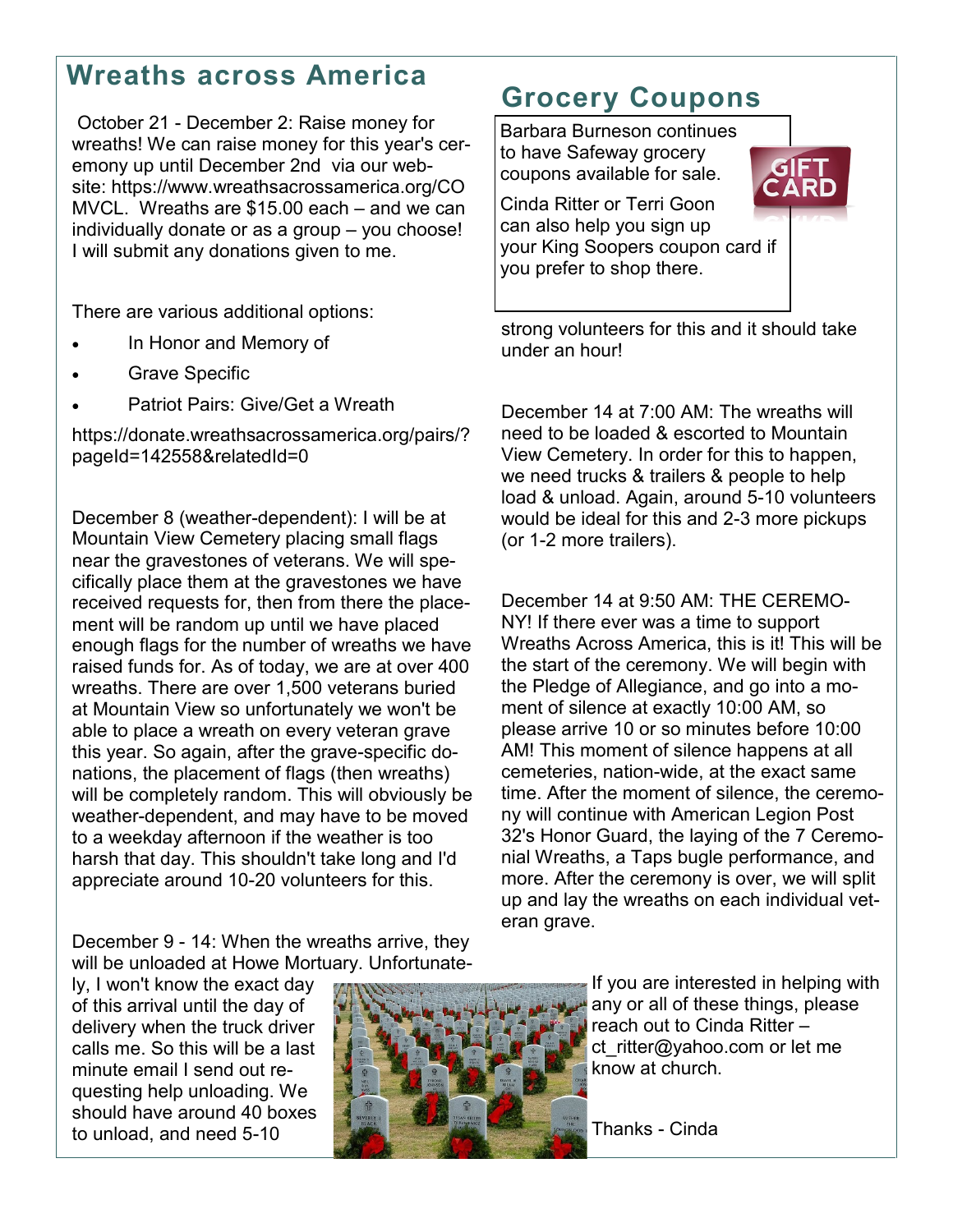## Wreaths across America

October 21 - December 2: Raise money for wreaths! We can raise money for this year's ceremony up until December 2nd via our website: https://www.wreathsacrossamerica.org/COMVCL. Wreaths are $15.00 each – and we can individually donate or as a group – you choose! I will submit any donations given to me.

There are various additional options:

- In Honor and Memory of
- Grave Specific
- Patriot Pairs: Give/Get a Wreath

https://donate.wreathsacrossamerica.org/pairs/?pageId=142558&relatedId=0

December 8 (weather-dependent): I will be at Mountain View Cemetery placing small flags near the gravestones of veterans. We will specifically place them at the gravestones we have received requests for, then from there the placement will be random up until we have placed enough flags for the number of wreaths we have raised funds for. As of today, we are at over 400 wreaths. There are over 1,500 veterans buried at Mountain View so unfortunately we won't be able to place a wreath on every veteran grave this year. So again, after the grave-specific donations, the placement of flags (then wreaths) will be completely random. This will obviously be weather-dependent, and may have to be moved to a weekday afternoon if the weather is too harsh that day. This shouldn't take long and I'd appreciate around 10-20 volunteers for this.

December 9 - 14: When the wreaths arrive, they will be unloaded at Howe Mortuary. Unfortunately, I won't know the exact day of this arrival until the day of delivery when the truck driver calls me. So this will be a last minute email I send out requesting help unloading. We should have around 40 boxes to unload, and need 5-10 strong volunteers for this and it should take under an hour!

December 14 at 7:00 AM: The wreaths will need to be loaded & escorted to Mountain View Cemetery. In order for this to happen, we need trucks & trailers & people to help load & unload. Again, around 5-10 volunteers would be ideal for this and 2-3 more pickups (or 1-2 more trailers).

December 14 at 9:50 AM: THE CEREMONY! If there ever was a time to support Wreaths Across America, this is it! This will be the start of the ceremony. We will begin with the Pledge of Allegiance, and go into a moment of silence at exactly 10:00 AM, so please arrive 10 or so minutes before 10:00 AM! This moment of silence happens at all cemeteries, nation-wide, at the exact same time. After the moment of silence, the ceremony will continue with American Legion Post 32's Honor Guard, the laying of the 7 Ceremonial Wreaths, a Taps bugle performance, and more. After the ceremony is over, we will split up and lay the wreaths on each individual veteran grave.

If you are interested in helping with any or all of these things, please reach out to Cinda Ritter – ct_ritter@yahoo.com or let me know at church.

Thanks - Cinda

## Grocery Coupons

Barbara Burneson continues to have Safeway grocery coupons available for sale.

Cinda Ritter or Terri Goon can also help you sign up your King Soopers coupon card if you prefer to shop there.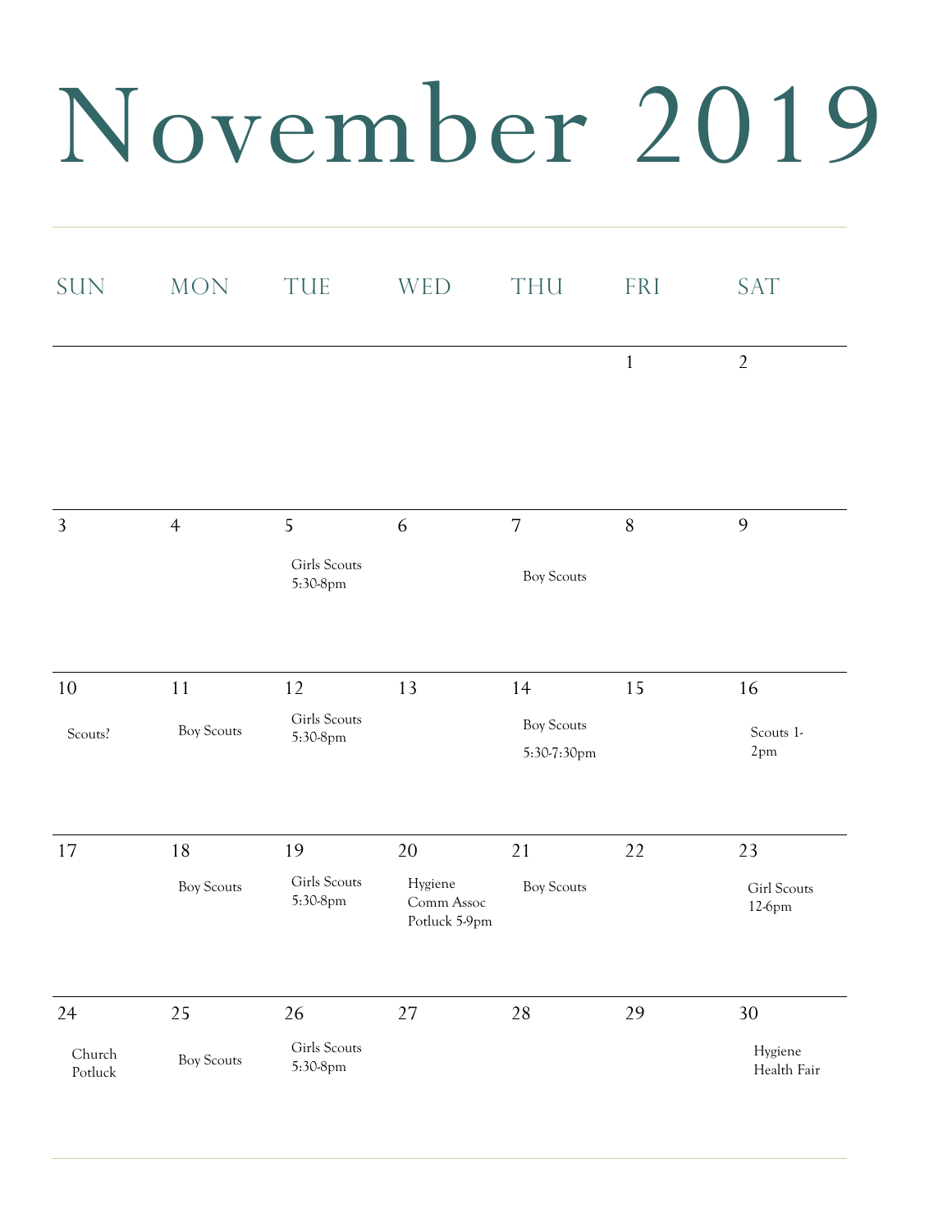# November 2019

| SUN | MON | TUE | WED | THU | FRI | SAT |
|---|---|---|---|---|---|---|
| | | | | | 1 | 2 |
| 3 | 4 | 5<br>Girls Scouts 5:30-8pm | 6 | 7<br>Boy Scouts | 8 | 9 |
| 10<br>Scouts? | 11<br>Boy Scouts | 12<br>Girls Scouts 5:30-8pm | 13 | 14<br>Boy Scouts<br>5:30-7:30pm | 15 | 16<br>Scouts 1-2pm |
| 17 | 18<br>Boy Scouts | 19<br>Girls Scouts 5:30-8pm | 20<br>Hygiene Comm Assoc Potluck 5-9pm | 21<br>Boy Scouts | 22 | 23<br>Girl Scouts 12-6pm |
| 24<br>Church Potluck | 25<br>Boy Scouts | 26<br>Girls Scouts 5:30-8pm | 27 | 28 | 29 | 30<br>Hygiene Health Fair |